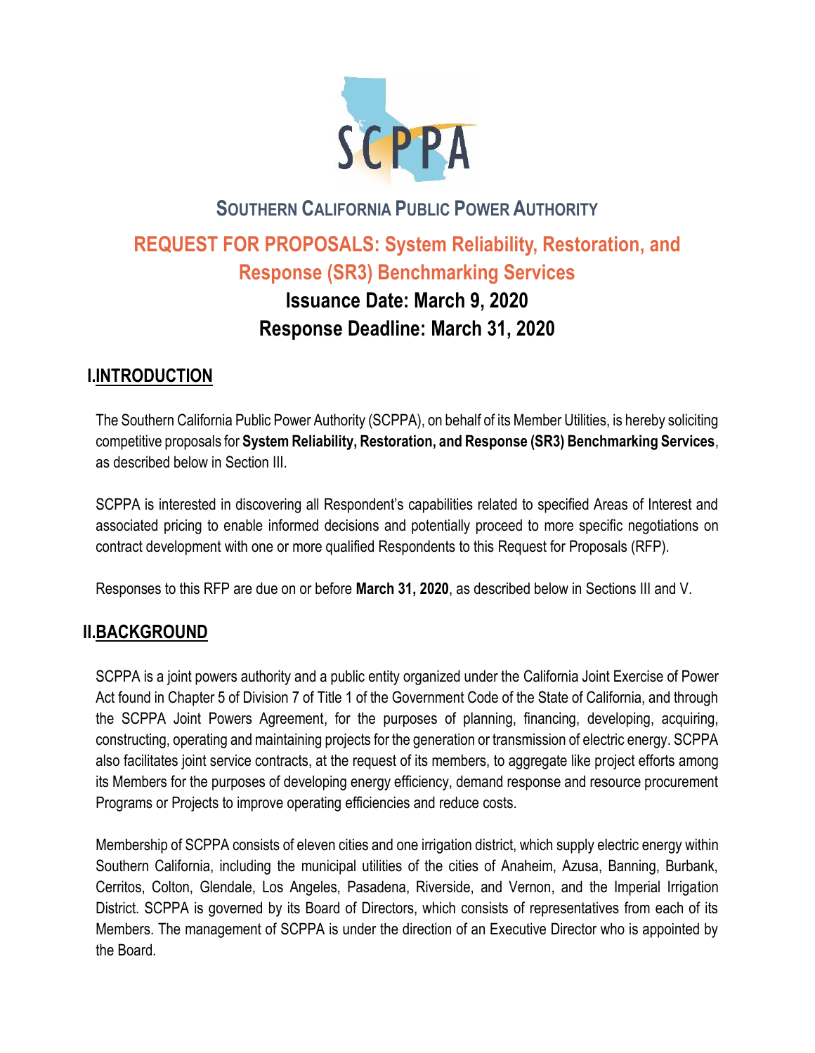# SOUTHERN CALIFORNIA PUBLIC POWER AUTHORITY

## REQUEST FOR PROPOSALS: System Reliability, Restoration, and Response (SR3) Benchmarking Services

### Issuance Date: March 9, 2020

### Response Deadline: March 31, 2020

## I. INTRODUCTION

The Southern California Public Power Authority (SCPPA), on behalf of its Member Utilities, is hereby soliciting competitive proposals for **System Reliability, Restoration, and Response (SR3) Benchmarking Services**, as described below in Section III.

SCPPA is interested in discovering all Respondent's capabilities related to specified Areas of Interest and associated pricing to enable informed decisions and potentially proceed to more specific negotiations on contract development with one or more qualified Respondents to this Request for Proposals (RFP).

Responses to this RFP are due on or before **March 31, 2020**, as described below in Sections III and V.

## II. BACKGROUND

SCPPA is a joint powers authority and a public entity organized under the California Joint Exercise of Power Act found in Chapter 5 of Division 7 of Title 1 of the Government Code of the State of California, and through the SCPPA Joint Powers Agreement, for the purposes of planning, financing, developing, acquiring, constructing, operating and maintaining projects for the generation or transmission of electric energy. SCPPA also facilitates joint service contracts, at the request of its members, to aggregate like project efforts among its Members for the purposes of developing energy efficiency, demand response and resource procurement Programs or Projects to improve operating efficiencies and reduce costs.

Membership of SCPPA consists of eleven cities and one irrigation district, which supply electric energy within Southern California, including the municipal utilities of the cities of Anaheim, Azusa, Banning, Burbank, Cerritos, Colton, Glendale, Los Angeles, Pasadena, Riverside, and Vernon, and the Imperial Irrigation District. SCPPA is governed by its Board of Directors, which consists of representatives from each of its Members. The management of SCPPA is under the direction of an Executive Director who is appointed by the Board.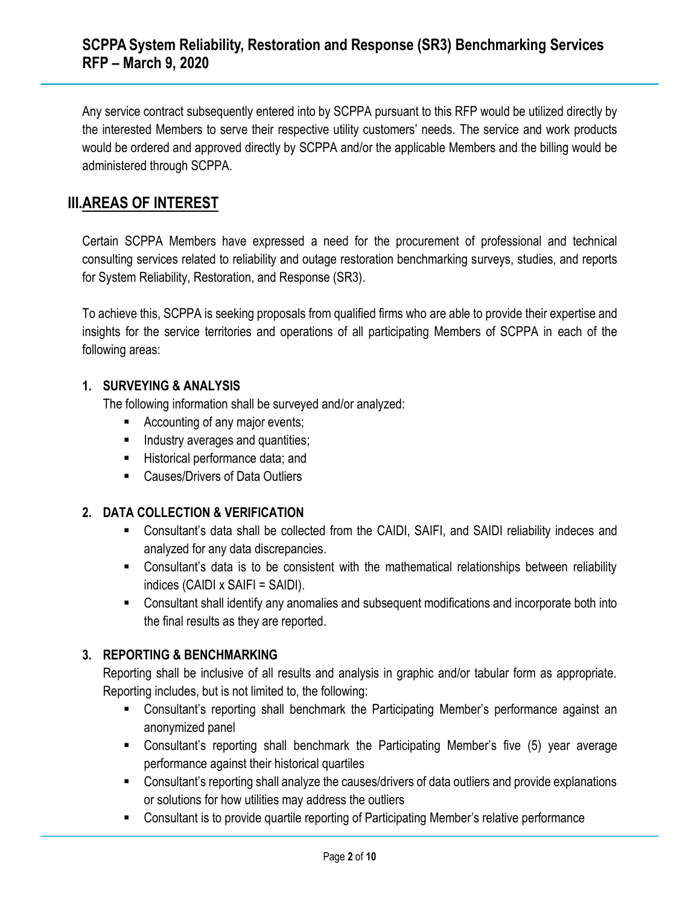Any service contract subsequently entered into by SCPPA pursuant to this RFP would be utilized directly by the interested Members to serve their respective utility customers' needs. The service and work products would be ordered and approved directly by SCPPA and/or the applicable Members and the billing would be administered through SCPPA.

## III. AREAS OF INTEREST

Certain SCPPA Members have expressed a need for the procurement of professional and technical consulting services related to reliability and outage restoration benchmarking surveys, studies, and reports for System Reliability, Restoration, and Response (SR3).

To achieve this, SCPPA is seeking proposals from qualified firms who are able to provide their expertise and insights for the service territories and operations of all participating Members of SCPPA in each of the following areas:

### 1. SURVEYING & ANALYSIS

The following information shall be surveyed and/or analyzed:

- Accounting of any major events;
- Industry averages and quantities;
- Historical performance data; and
- Causes/Drivers of Data Outliers

### 2. DATA COLLECTION & VERIFICATION

- Consultant's data shall be collected from the CAIDI, SAIFI, and SAIDI reliability indeces and analyzed for any data discrepancies.
- Consultant's data is to be consistent with the mathematical relationships between reliability indices (CAIDI x SAIFI = SAIDI).
- Consultant shall identify any anomalies and subsequent modifications and incorporate both into the final results as they are reported.

### 3. REPORTING & BENCHMARKING

Reporting shall be inclusive of all results and analysis in graphic and/or tabular form as appropriate. Reporting includes, but is not limited to, the following:

- Consultant's reporting shall benchmark the Participating Member's performance against an anonymized panel
- Consultant's reporting shall benchmark the Participating Member's five (5) year average performance against their historical quartiles
- Consultant's reporting shall analyze the causes/drivers of data outliers and provide explanations or solutions for how utilities may address the outliers
- Consultant is to provide quartile reporting of Participating Member's relative performance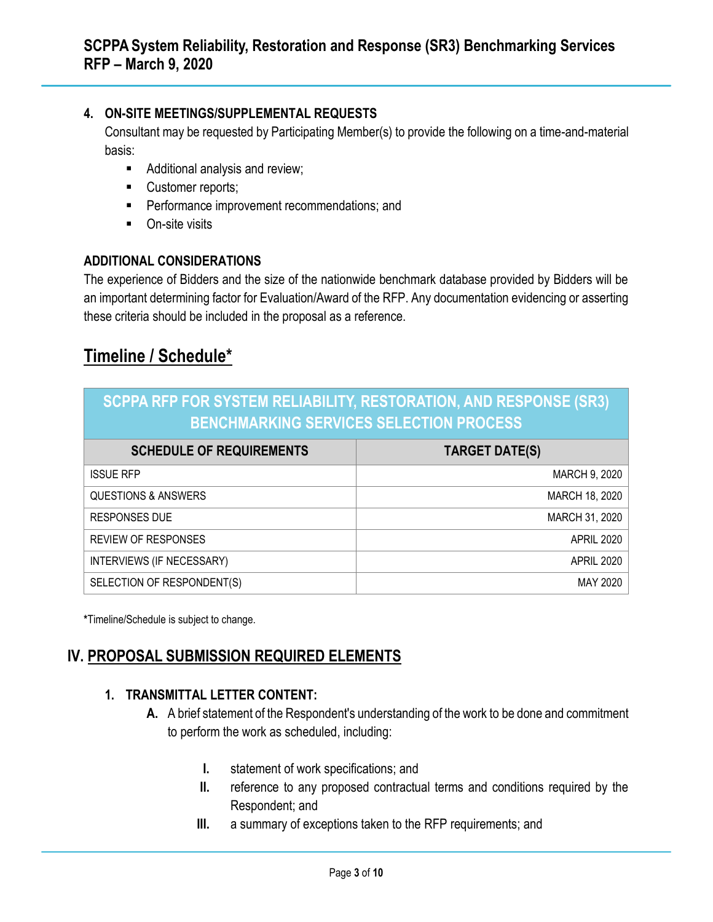#### 4. ON-SITE MEETINGS/SUPPLEMENTAL REQUESTS

Consultant may be requested by Participating Member(s) to provide the following on a time-and-material basis:

- Additional analysis and review;
- Customer reports;
- Performance improvement recommendations; and
- On-site visits

#### ADDITIONAL CONSIDERATIONS

The experience of Bidders and the size of the nationwide benchmark database provided by Bidders will be an important determining factor for Evaluation/Award of the RFP. Any documentation evidencing or asserting these criteria should be included in the proposal as a reference.

## Timeline / Schedule*

| SCPPA RFP FOR SYSTEM RELIABILITY, RESTORATION, AND RESPONSE (SR3) BENCHMARKING SERVICES SELECTION PROCESS | |
|---|---|
| **SCHEDULE OF REQUIREMENTS** | **TARGET DATE(S)** |
| ISSUE RFP | MARCH 9, 2020 |
| QUESTIONS & ANSWERS | MARCH 18, 2020 |
| RESPONSES DUE | MARCH 31, 2020 |
| REVIEW OF RESPONSES | APRIL 2020 |
| INTERVIEWS (IF NECESSARY) | APRIL 2020 |
| SELECTION OF RESPONDENT(S) | MAY 2020 |

**\***Timeline/Schedule is subject to change.

## IV. PROPOSAL SUBMISSION REQUIRED ELEMENTS

#### 1. TRANSMITTAL LETTER CONTENT:

**A.** A brief statement of the Respondent's understanding of the work to be done and commitment to perform the work as scheduled, including:

**I.** statement of work specifications; and

**II.** reference to any proposed contractual terms and conditions required by the Respondent; and

**III.** a summary of exceptions taken to the RFP requirements; and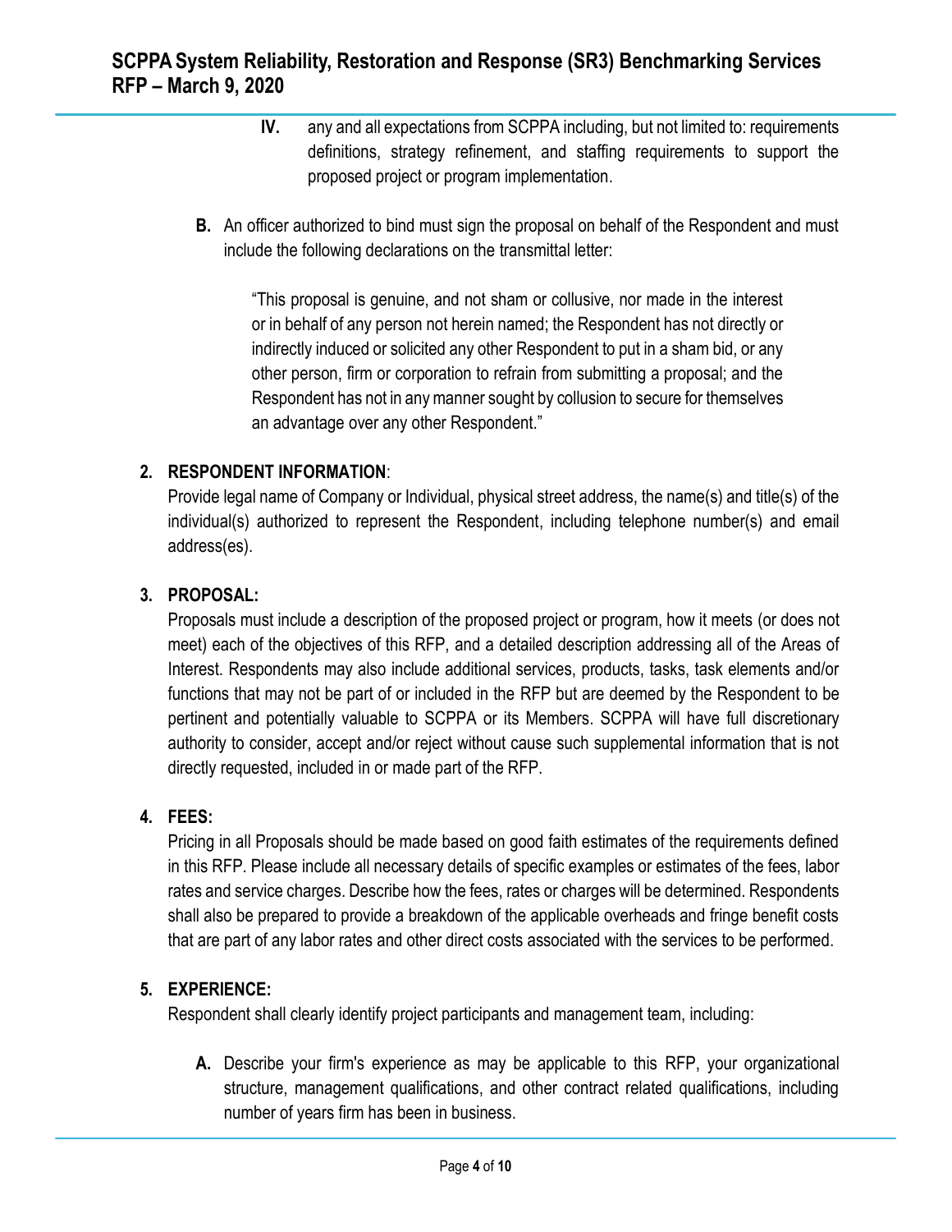IV. any and all expectations from SCPPA including, but not limited to: requirements definitions, strategy refinement, and staffing requirements to support the proposed project or program implementation.

**B.** An officer authorized to bind must sign the proposal on behalf of the Respondent and must include the following declarations on the transmittal letter:

> "This proposal is genuine, and not sham or collusive, nor made in the interest or in behalf of any person not herein named; the Respondent has not directly or indirectly induced or solicited any other Respondent to put in a sham bid, or any other person, firm or corporation to refrain from submitting a proposal; and the Respondent has not in any manner sought by collusion to secure for themselves an advantage over any other Respondent."

**2. RESPONDENT INFORMATION**:

Provide legal name of Company or Individual, physical street address, the name(s) and title(s) of the individual(s) authorized to represent the Respondent, including telephone number(s) and email address(es).

**3. PROPOSAL:**

Proposals must include a description of the proposed project or program, how it meets (or does not meet) each of the objectives of this RFP, and a detailed description addressing all of the Areas of Interest. Respondents may also include additional services, products, tasks, task elements and/or functions that may not be part of or included in the RFP but are deemed by the Respondent to be pertinent and potentially valuable to SCPPA or its Members. SCPPA will have full discretionary authority to consider, accept and/or reject without cause such supplemental information that is not directly requested, included in or made part of the RFP.

**4. FEES:**

Pricing in all Proposals should be made based on good faith estimates of the requirements defined in this RFP. Please include all necessary details of specific examples or estimates of the fees, labor rates and service charges. Describe how the fees, rates or charges will be determined. Respondents shall also be prepared to provide a breakdown of the applicable overheads and fringe benefit costs that are part of any labor rates and other direct costs associated with the services to be performed.

**5. EXPERIENCE:**

Respondent shall clearly identify project participants and management team, including:

**A.** Describe your firm's experience as may be applicable to this RFP, your organizational structure, management qualifications, and other contract related qualifications, including number of years firm has been in business.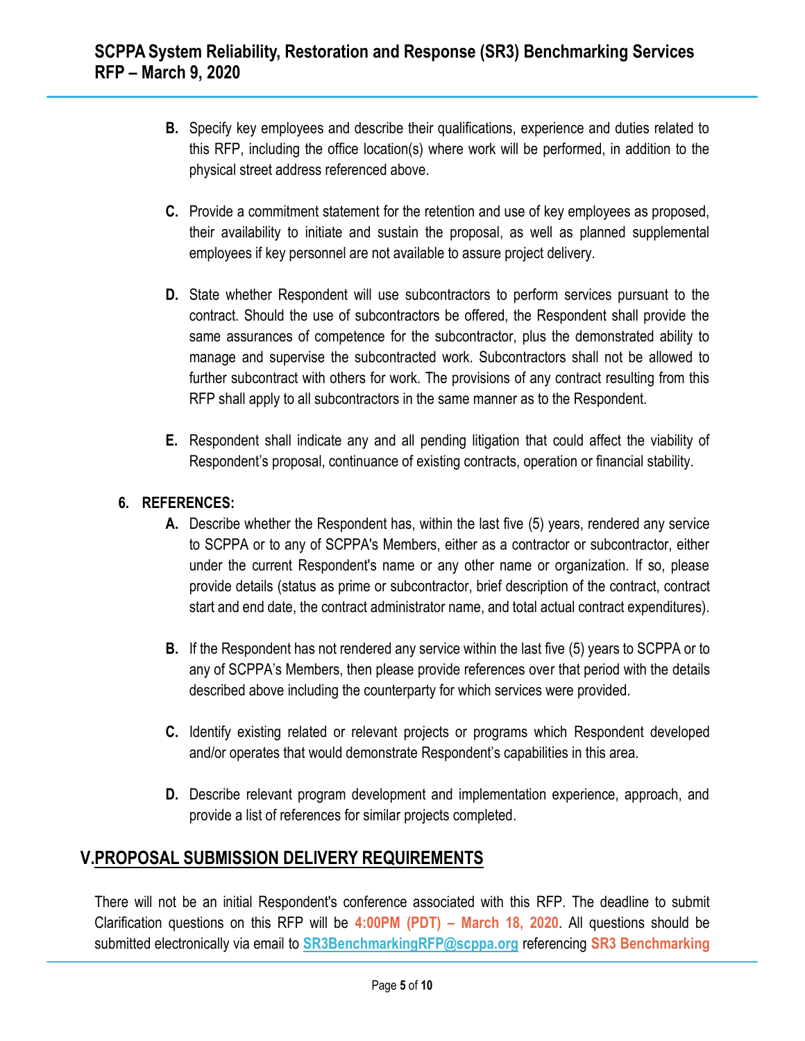**B.** Specify key employees and describe their qualifications, experience and duties related to this RFP, including the office location(s) where work will be performed, in addition to the physical street address referenced above.

**C.** Provide a commitment statement for the retention and use of key employees as proposed, their availability to initiate and sustain the proposal, as well as planned supplemental employees if key personnel are not available to assure project delivery.

**D.** State whether Respondent will use subcontractors to perform services pursuant to the contract. Should the use of subcontractors be offered, the Respondent shall provide the same assurances of competence for the subcontractor, plus the demonstrated ability to manage and supervise the subcontracted work. Subcontractors shall not be allowed to further subcontract with others for work. The provisions of any contract resulting from this RFP shall apply to all subcontractors in the same manner as to the Respondent.

**E.** Respondent shall indicate any and all pending litigation that could affect the viability of Respondent's proposal, continuance of existing contracts, operation or financial stability.

**6. REFERENCES:**

**A.** Describe whether the Respondent has, within the last five (5) years, rendered any service to SCPPA or to any of SCPPA's Members, either as a contractor or subcontractor, either under the current Respondent's name or any other name or organization. If so, please provide details (status as prime or subcontractor, brief description of the contract, contract start and end date, the contract administrator name, and total actual contract expenditures).

**B.** If the Respondent has not rendered any service within the last five (5) years to SCPPA or to any of SCPPA's Members, then please provide references over that period with the details described above including the counterparty for which services were provided.

**C.** Identify existing related or relevant projects or programs which Respondent developed and/or operates that would demonstrate Respondent's capabilities in this area.

**D.** Describe relevant program development and implementation experience, approach, and provide a list of references for similar projects completed.

## V. PROPOSAL SUBMISSION DELIVERY REQUIREMENTS

There will not be an initial Respondent's conference associated with this RFP. The deadline to submit Clarification questions on this RFP will be **4:00PM (PDT) – March 18, 2020**. All questions should be submitted electronically via email to **SR3BenchmarkingRFP@scppa.org** referencing **SR3 Benchmarking**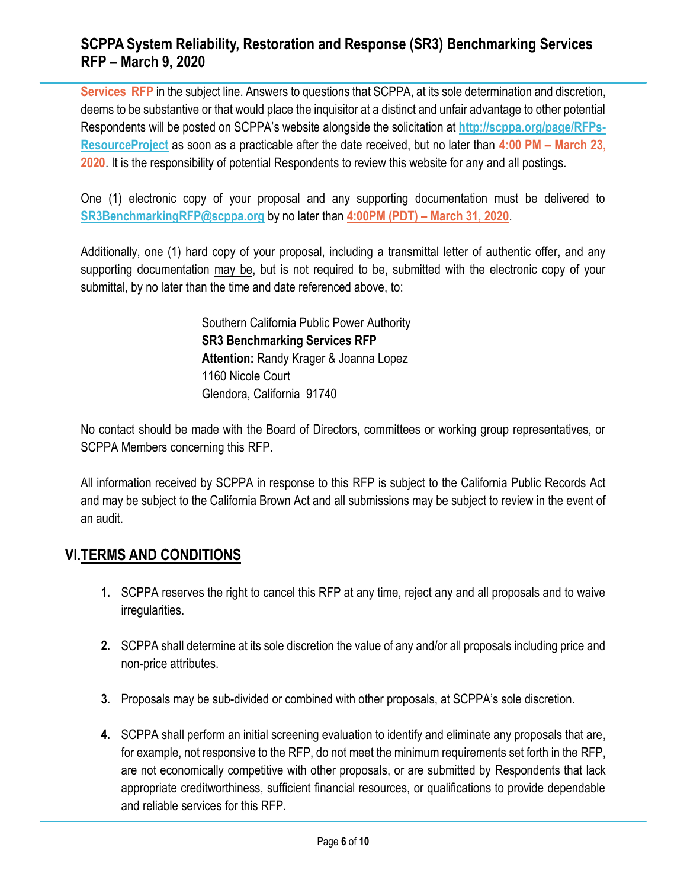**Services RFP** in the subject line. Answers to questions that SCPPA, at its sole determination and discretion, deems to be substantive or that would place the inquisitor at a distinct and unfair advantage to other potential Respondents will be posted on SCPPA's website alongside the solicitation at **http://scppa.org/page/RFPs-ResourceProject** as soon as a practicable after the date received, but no later than **4:00 PM – March 23, 2020**. It is the responsibility of potential Respondents to review this website for any and all postings.

One (1) electronic copy of your proposal and any supporting documentation must be delivered to **SR3BenchmarkingRFP@scppa.org** by no later than **4:00PM (PDT) – March 31, 2020**.

Additionally, one (1) hard copy of your proposal, including a transmittal letter of authentic offer, and any supporting documentation may be, but is not required to be, submitted with the electronic copy of your submittal, by no later than the time and date referenced above, to:

Southern California Public Power Authority
**SR3 Benchmarking Services RFP**
**Attention:** Randy Krager & Joanna Lopez
1160 Nicole Court
Glendora, California 91740

No contact should be made with the Board of Directors, committees or working group representatives, or SCPPA Members concerning this RFP.

All information received by SCPPA in response to this RFP is subject to the California Public Records Act and may be subject to the California Brown Act and all submissions may be subject to review in the event of an audit.

## VI. TERMS AND CONDITIONS

1. SCPPA reserves the right to cancel this RFP at any time, reject any and all proposals and to waive irregularities.

2. SCPPA shall determine at its sole discretion the value of any and/or all proposals including price and non-price attributes.

3. Proposals may be sub-divided or combined with other proposals, at SCPPA's sole discretion.

4. SCPPA shall perform an initial screening evaluation to identify and eliminate any proposals that are, for example, not responsive to the RFP, do not meet the minimum requirements set forth in the RFP, are not economically competitive with other proposals, or are submitted by Respondents that lack appropriate creditworthiness, sufficient financial resources, or qualifications to provide dependable and reliable services for this RFP.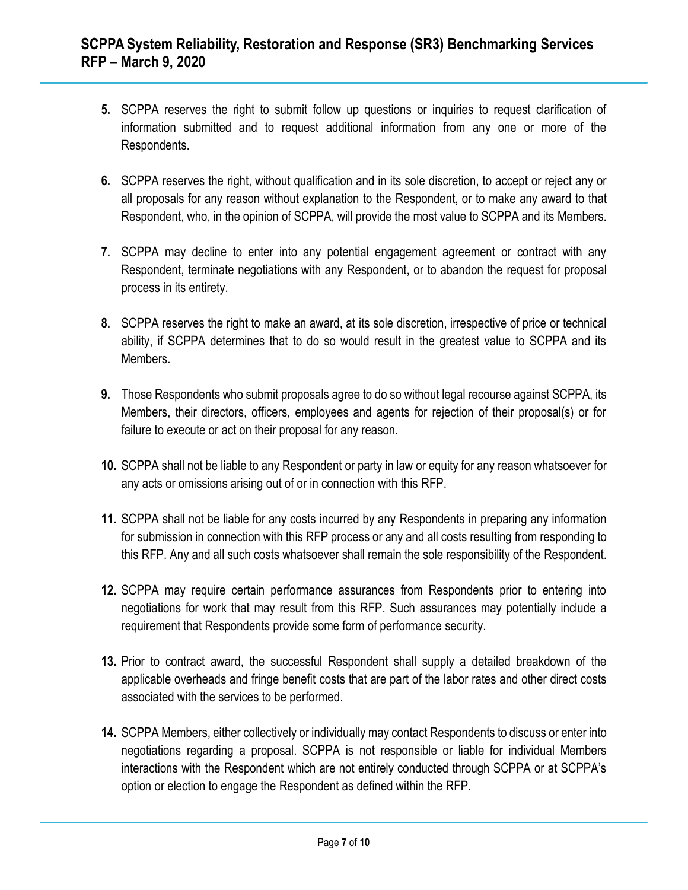5. SCPPA reserves the right to submit follow up questions or inquiries to request clarification of information submitted and to request additional information from any one or more of the Respondents.

6. SCPPA reserves the right, without qualification and in its sole discretion, to accept or reject any or all proposals for any reason without explanation to the Respondent, or to make any award to that Respondent, who, in the opinion of SCPPA, will provide the most value to SCPPA and its Members.

7. SCPPA may decline to enter into any potential engagement agreement or contract with any Respondent, terminate negotiations with any Respondent, or to abandon the request for proposal process in its entirety.

8. SCPPA reserves the right to make an award, at its sole discretion, irrespective of price or technical ability, if SCPPA determines that to do so would result in the greatest value to SCPPA and its Members.

9. Those Respondents who submit proposals agree to do so without legal recourse against SCPPA, its Members, their directors, officers, employees and agents for rejection of their proposal(s) or for failure to execute or act on their proposal for any reason.

10. SCPPA shall not be liable to any Respondent or party in law or equity for any reason whatsoever for any acts or omissions arising out of or in connection with this RFP.

11. SCPPA shall not be liable for any costs incurred by any Respondents in preparing any information for submission in connection with this RFP process or any and all costs resulting from responding to this RFP. Any and all such costs whatsoever shall remain the sole responsibility of the Respondent.

12. SCPPA may require certain performance assurances from Respondents prior to entering into negotiations for work that may result from this RFP. Such assurances may potentially include a requirement that Respondents provide some form of performance security.

13. Prior to contract award, the successful Respondent shall supply a detailed breakdown of the applicable overheads and fringe benefit costs that are part of the labor rates and other direct costs associated with the services to be performed.

14. SCPPA Members, either collectively or individually may contact Respondents to discuss or enter into negotiations regarding a proposal. SCPPA is not responsible or liable for individual Members interactions with the Respondent which are not entirely conducted through SCPPA or at SCPPA's option or election to engage the Respondent as defined within the RFP.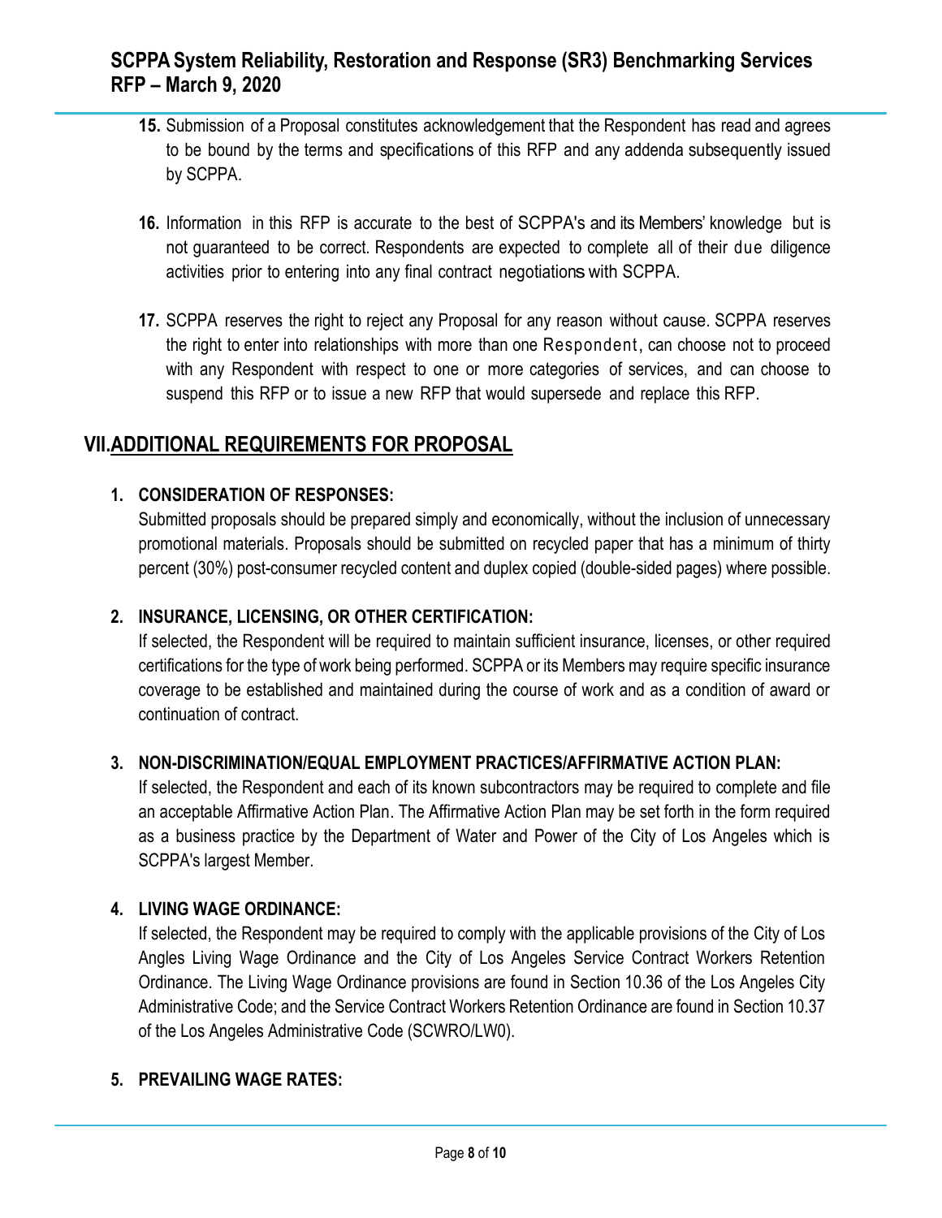15. Submission of a Proposal constitutes acknowledgement that the Respondent has read and agrees to be bound by the terms and specifications of this RFP and any addenda subsequently issued by SCPPA.

16. Information in this RFP is accurate to the best of SCPPA's and its Members' knowledge but is not guaranteed to be correct. Respondents are expected to complete all of their due diligence activities prior to entering into any final contract negotiations with SCPPA.

17. SCPPA reserves the right to reject any Proposal for any reason without cause. SCPPA reserves the right to enter into relationships with more than one Respondent, can choose not to proceed with any Respondent with respect to one or more categories of services, and can choose to suspend this RFP or to issue a new RFP that would supersede and replace this RFP.

## VII. ADDITIONAL REQUIREMENTS FOR PROPOSAL

### 1. CONSIDERATION OF RESPONSES:

Submitted proposals should be prepared simply and economically, without the inclusion of unnecessary promotional materials. Proposals should be submitted on recycled paper that has a minimum of thirty percent (30%) post-consumer recycled content and duplex copied (double-sided pages) where possible.

### 2. INSURANCE, LICENSING, OR OTHER CERTIFICATION:

If selected, the Respondent will be required to maintain sufficient insurance, licenses, or other required certifications for the type of work being performed. SCPPA or its Members may require specific insurance coverage to be established and maintained during the course of work and as a condition of award or continuation of contract.

### 3. NON-DISCRIMINATION/EQUAL EMPLOYMENT PRACTICES/AFFIRMATIVE ACTION PLAN:

If selected, the Respondent and each of its known subcontractors may be required to complete and file an acceptable Affirmative Action Plan. The Affirmative Action Plan may be set forth in the form required as a business practice by the Department of Water and Power of the City of Los Angeles which is SCPPA's largest Member.

### 4. LIVING WAGE ORDINANCE:

If selected, the Respondent may be required to comply with the applicable provisions of the City of Los Angles Living Wage Ordinance and the City of Los Angeles Service Contract Workers Retention Ordinance. The Living Wage Ordinance provisions are found in Section 10.36 of the Los Angeles City Administrative Code; and the Service Contract Workers Retention Ordinance are found in Section 10.37 of the Los Angeles Administrative Code (SCWRO/LW0).

### 5. PREVAILING WAGE RATES: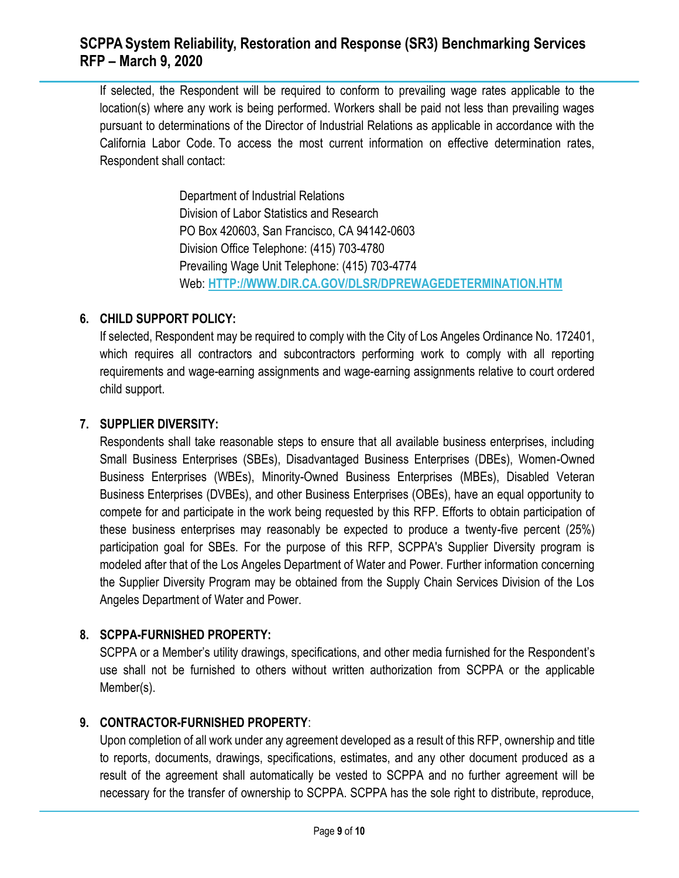If selected, the Respondent will be required to conform to prevailing wage rates applicable to the location(s) where any work is being performed. Workers shall be paid not less than prevailing wages pursuant to determinations of the Director of Industrial Relations as applicable in accordance with the California Labor Code. To access the most current information on effective determination rates, Respondent shall contact:

> Department of Industrial Relations
> Division of Labor Statistics and Research
> PO Box 420603, San Francisco, CA 94142-0603
> Division Office Telephone: (415) 703-4780
> Prevailing Wage Unit Telephone: (415) 703-4774
> Web: **HTTP://WWW.DIR.CA.GOV/DLSR/DPREWAGEDETERMINATION.HTM**

**6. CHILD SUPPORT POLICY:**

If selected, Respondent may be required to comply with the City of Los Angeles Ordinance No. 172401, which requires all contractors and subcontractors performing work to comply with all reporting requirements and wage-earning assignments and wage-earning assignments relative to court ordered child support.

**7. SUPPLIER DIVERSITY:**

Respondents shall take reasonable steps to ensure that all available business enterprises, including Small Business Enterprises (SBEs), Disadvantaged Business Enterprises (DBEs), Women-Owned Business Enterprises (WBEs), Minority-Owned Business Enterprises (MBEs), Disabled Veteran Business Enterprises (DVBEs), and other Business Enterprises (OBEs), have an equal opportunity to compete for and participate in the work being requested by this RFP. Efforts to obtain participation of these business enterprises may reasonably be expected to produce a twenty-five percent (25%) participation goal for SBEs. For the purpose of this RFP, SCPPA's Supplier Diversity program is modeled after that of the Los Angeles Department of Water and Power. Further information concerning the Supplier Diversity Program may be obtained from the Supply Chain Services Division of the Los Angeles Department of Water and Power.

**8. SCPPA-FURNISHED PROPERTY:**

SCPPA or a Member's utility drawings, specifications, and other media furnished for the Respondent's use shall not be furnished to others without written authorization from SCPPA or the applicable Member(s).

**9. CONTRACTOR-FURNISHED PROPERTY**:

Upon completion of all work under any agreement developed as a result of this RFP, ownership and title to reports, documents, drawings, specifications, estimates, and any other document produced as a result of the agreement shall automatically be vested to SCPPA and no further agreement will be necessary for the transfer of ownership to SCPPA. SCPPA has the sole right to distribute, reproduce,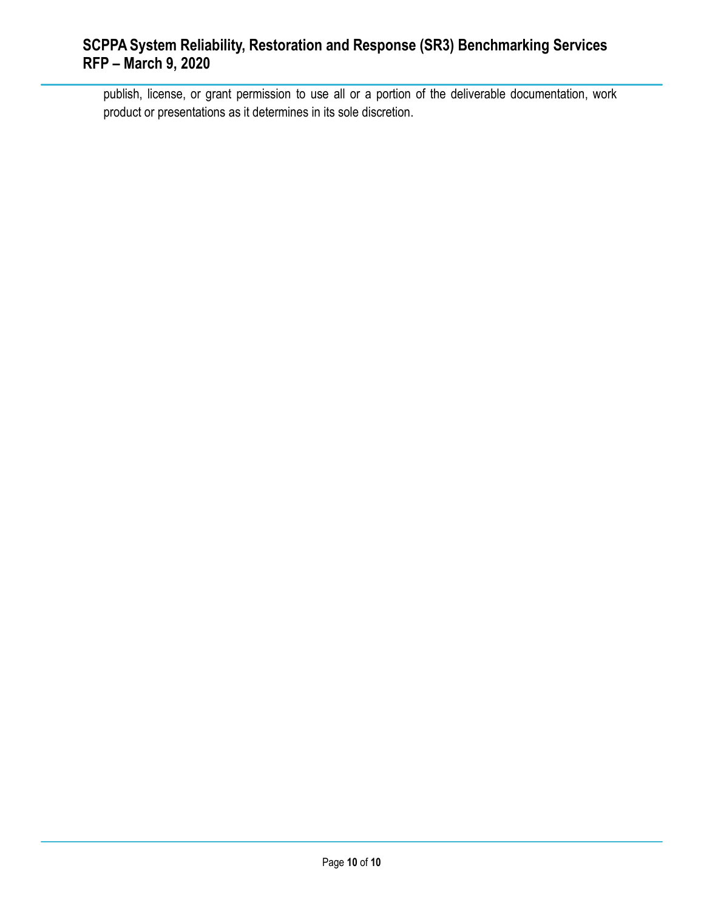publish, license, or grant permission to use all or a portion of the deliverable documentation, work product or presentations as it determines in its sole discretion.